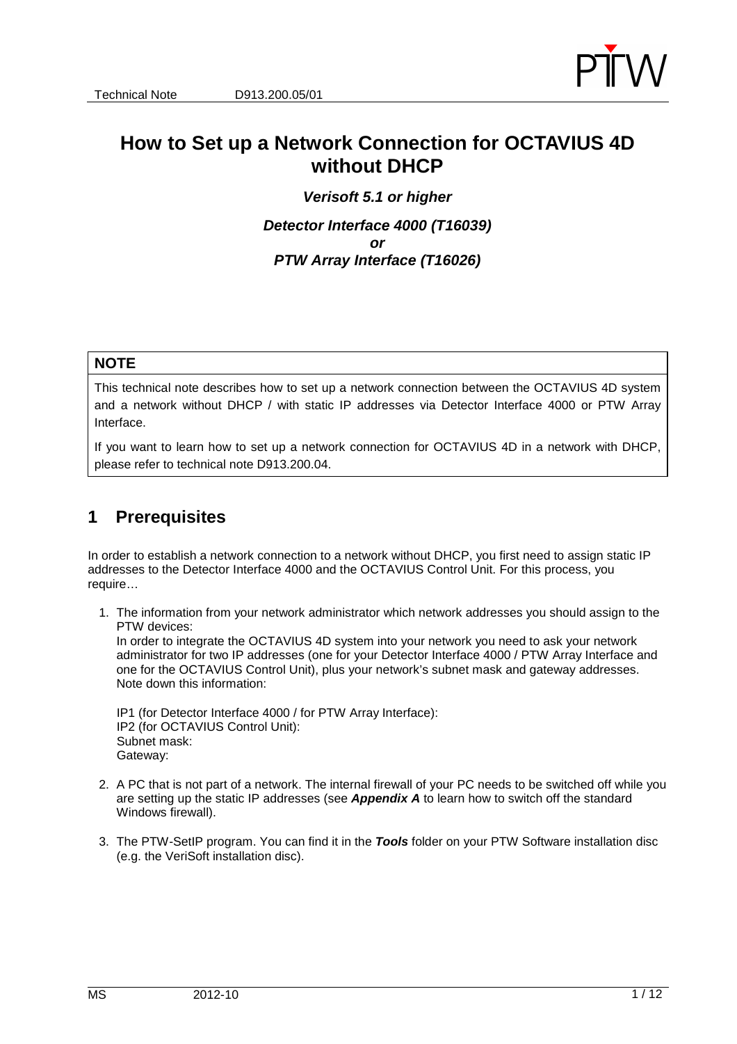# How to Set up a Network Connection for OCTAVIUS 4D without DHCP

***Verisoft 5.1 or higher***

***Detector Interface 4000 (T16039)***
***or***
***PTW Array Interface (T16026)***

| **NOTE** |
| --- |
| This technical note describes how to set up a network connection between the OCTAVIUS 4D system and a network without DHCP / with static IP addresses via Detector Interface 4000 or PTW Array Interface.<br><br>If you want to learn how to set up a network connection for OCTAVIUS 4D in a network with DHCP, please refer to technical note D913.200.04. |

## 1 Prerequisites

In order to establish a network connection to a network without DHCP, you first need to assign static IP addresses to the Detector Interface 4000 and the OCTAVIUS Control Unit. For this process, you require…

1. The information from your network administrator which network addresses you should assign to the PTW devices:
   In order to integrate the OCTAVIUS 4D system into your network you need to ask your network administrator for two IP addresses (one for your Detector Interface 4000 / PTW Array Interface and one for the OCTAVIUS Control Unit), plus your network's subnet mask and gateway addresses. Note down this information:

   IP1 (for Detector Interface 4000 / for PTW Array Interface):
   IP2 (for OCTAVIUS Control Unit):
   Subnet mask:
   Gateway:

2. A PC that is not part of a network. The internal firewall of your PC needs to be switched off while you are setting up the static IP addresses (see ***Appendix A*** to learn how to switch off the standard Windows firewall).

3. The PTW-SetIP program. You can find it in the ***Tools*** folder on your PTW Software installation disc (e.g. the VeriSoft installation disc).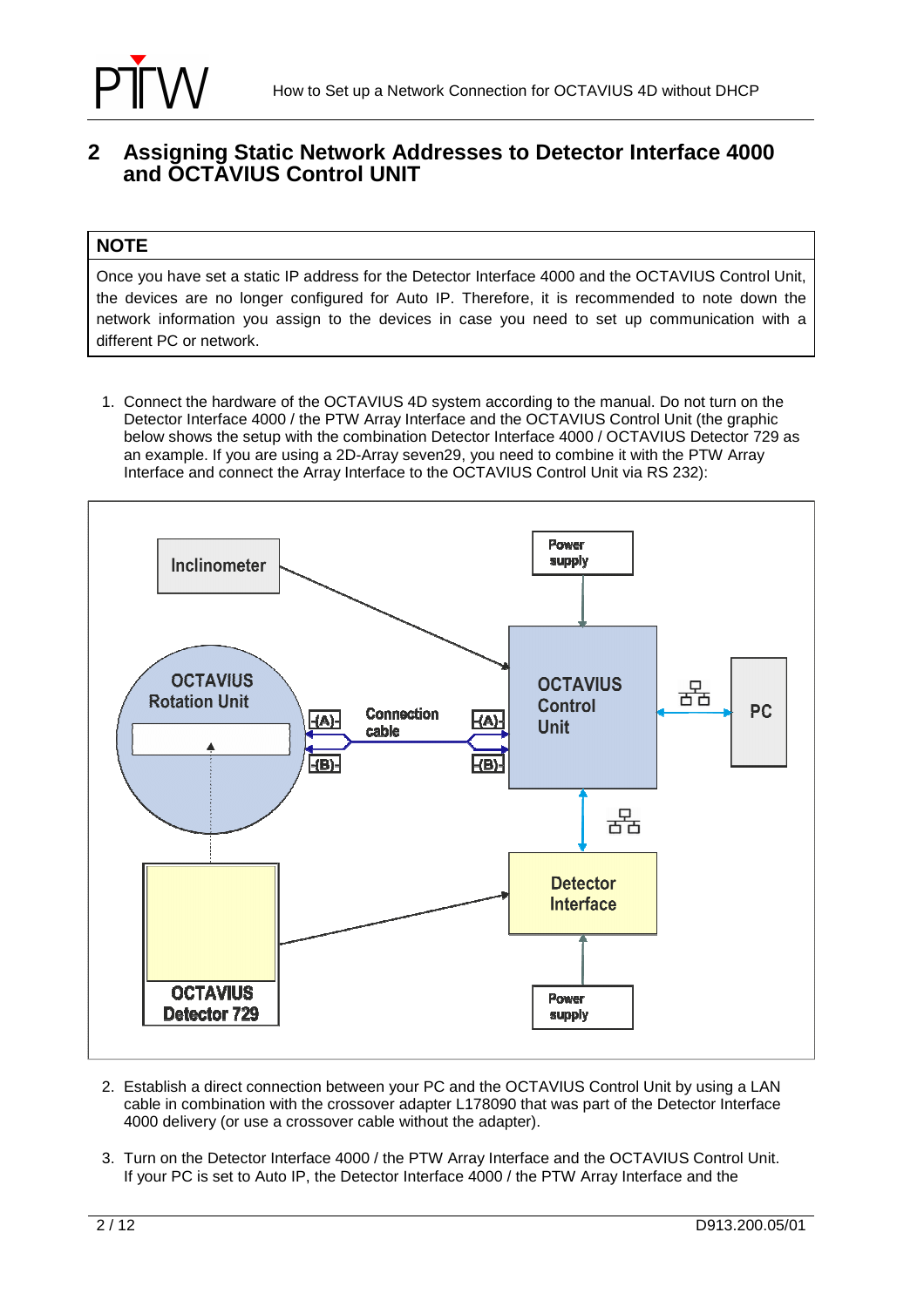## 2 Assigning Static Network Addresses to Detector Interface 4000 and OCTAVIUS Control UNIT

| NOTE |
|---|
| Once you have set a static IP address for the Detector Interface 4000 and the OCTAVIUS Control Unit, the devices are no longer configured for Auto IP. Therefore, it is recommended to note down the network information you assign to the devices in case you need to set up communication with a different PC or network. |

1. Connect the hardware of the OCTAVIUS 4D system according to the manual. Do not turn on the Detector Interface 4000 / the PTW Array Interface and the OCTAVIUS Control Unit (the graphic below shows the setup with the combination Detector Interface 4000 / OCTAVIUS Detector 729 as an example. If you are using a 2D-Array seven29, you need to combine it with the PTW Array Interface and connect the Array Interface to the OCTAVIUS Control Unit via RS 232):

Inclinometer | Power supply | OCTAVIUS Rotation Unit | (A) | (B) | Connection cable | (A) | (B) | OCTAVIUS Control Unit | PC | Detector Interface | Power supply | OCTAVIUS Detector 729

2. Establish a direct connection between your PC and the OCTAVIUS Control Unit by using a LAN cable in combination with the crossover adapter L178090 that was part of the Detector Interface 4000 delivery (or use a crossover cable without the adapter).

3. Turn on the Detector Interface 4000 / the PTW Array Interface and the OCTAVIUS Control Unit. If your PC is set to Auto IP, the Detector Interface 4000 / the PTW Array Interface and the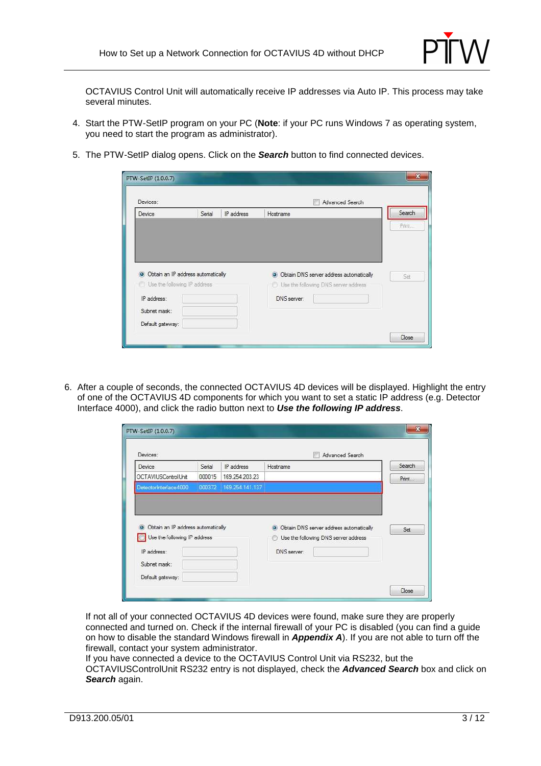OCTAVIUS Control Unit will automatically receive IP addresses via Auto IP. This process may take several minutes.

4. Start the PTW-SetIP program on your PC (**Note**: if your PC runs Windows 7 as operating system, you need to start the program as administrator).

5. The PTW-SetIP dialog opens. Click on the ***Search*** button to find connected devices.

6. After a couple of seconds, the connected OCTAVIUS 4D devices will be displayed. Highlight the entry of one of the OCTAVIUS 4D components for which you want to set a static IP address (e.g. Detector Interface 4000), and click the radio button next to ***Use the following IP address***.

If not all of your connected OCTAVIUS 4D devices were found, make sure they are properly connected and turned on. Check if the internal firewall of your PC is disabled (you can find a guide on how to disable the standard Windows firewall in ***Appendix A***). If you are not able to turn off the firewall, contact your system administrator.
If you have connected a device to the OCTAVIUS Control Unit via RS232, but the OCTAVIUSControlUnit RS232 entry is not displayed, check the ***Advanced Search*** box and click on ***Search*** again.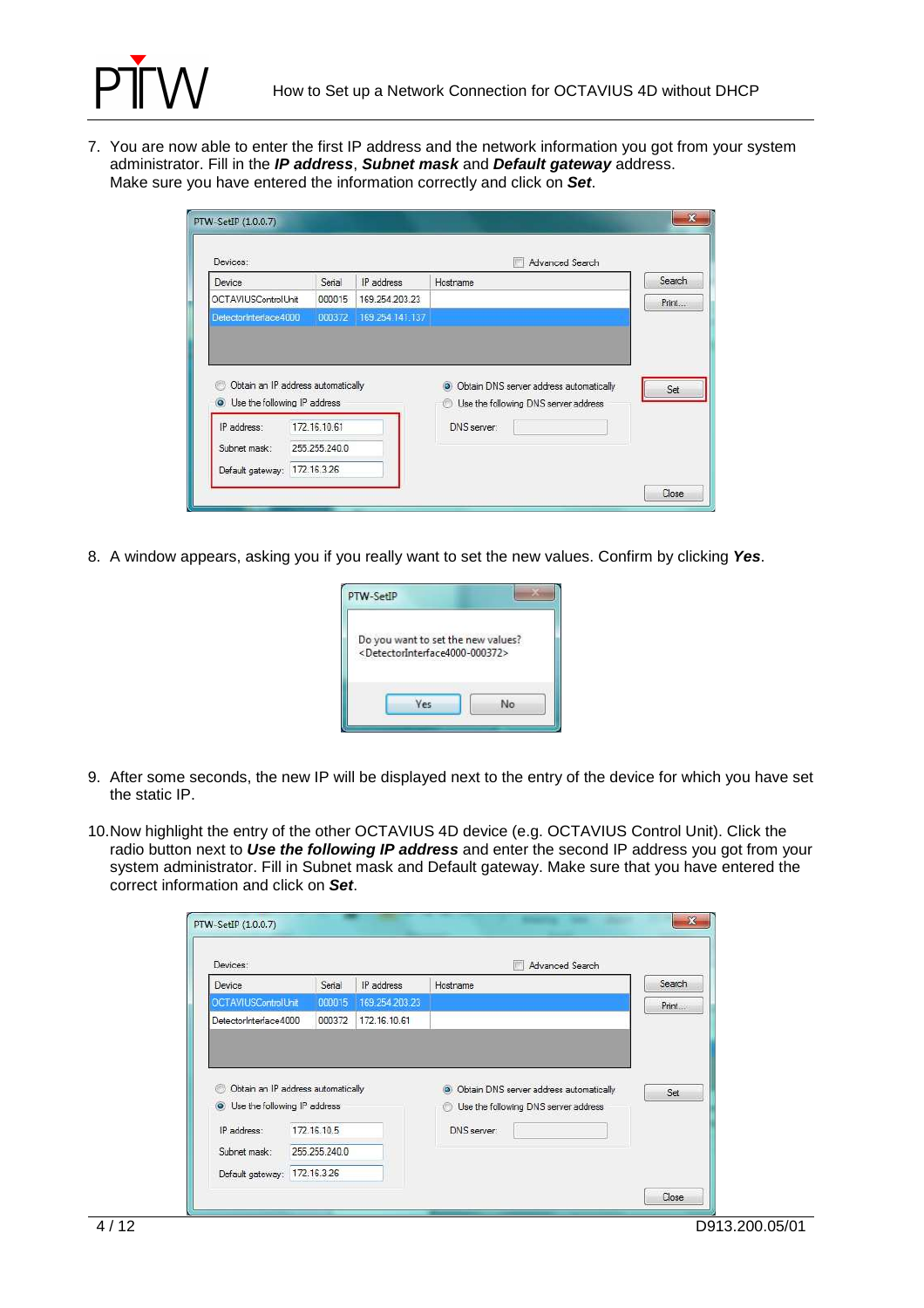7. You are now able to enter the first IP address and the network information you got from your system administrator. Fill in the ***IP address***, ***Subnet mask*** and ***Default gateway*** address.
   Make sure you have entered the information correctly and click on ***Set***.

8. A window appears, asking you if you really want to set the new values. Confirm by clicking ***Yes***.

9. After some seconds, the new IP will be displayed next to the entry of the device for which you have set the static IP.

10. Now highlight the entry of the other OCTAVIUS 4D device (e.g. OCTAVIUS Control Unit). Click the radio button next to ***Use the following IP address*** and enter the second IP address you got from your system administrator. Fill in Subnet mask and Default gateway. Make sure that you have entered the correct information and click on ***Set***.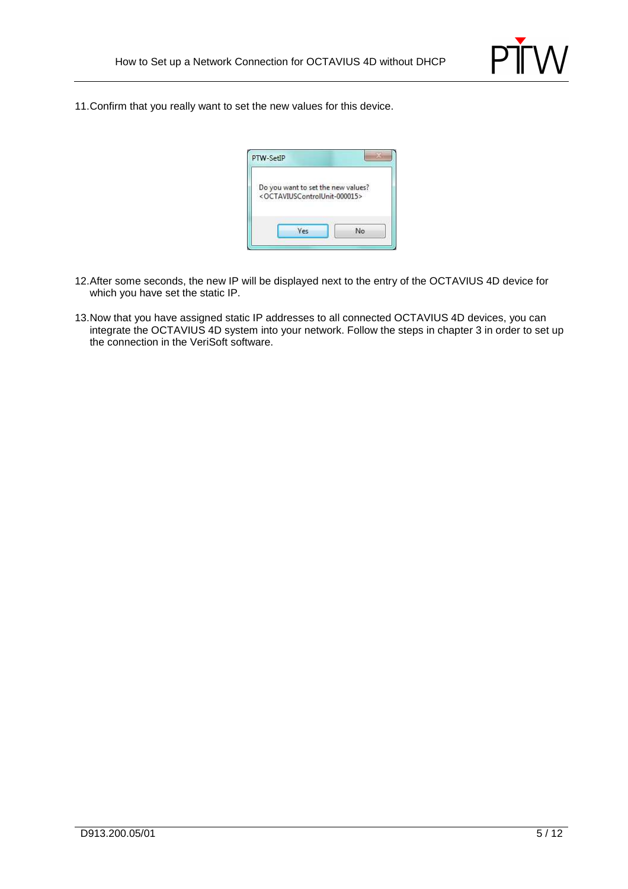11. Confirm that you really want to set the new values for this device.

12. After some seconds, the new IP will be displayed next to the entry of the OCTAVIUS 4D device for which you have set the static IP.

13. Now that you have assigned static IP addresses to all connected OCTAVIUS 4D devices, you can integrate the OCTAVIUS 4D system into your network. Follow the steps in chapter 3 in order to set up the connection in the VeriSoft software.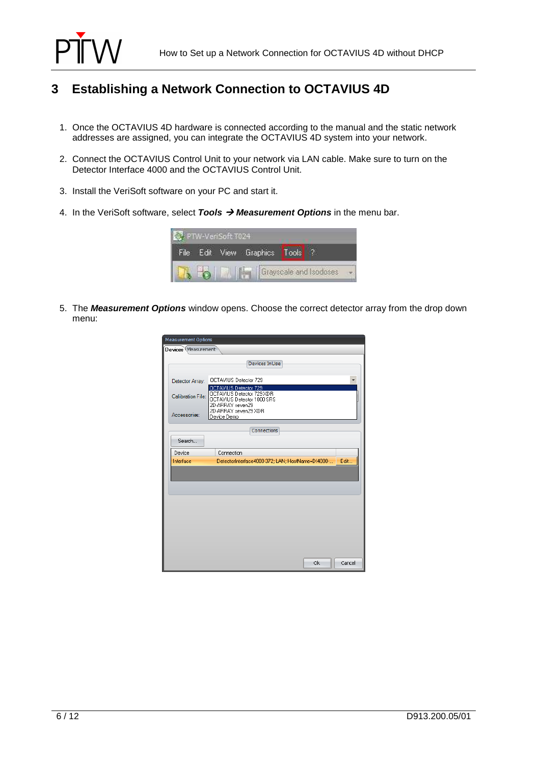# 3 Establishing a Network Connection to OCTAVIUS 4D

1. Once the OCTAVIUS 4D hardware is connected according to the manual and the static network addresses are assigned, you can integrate the OCTAVIUS 4D system into your network.

2. Connect the OCTAVIUS Control Unit to your network via LAN cable. Make sure to turn on the Detector Interface 4000 and the OCTAVIUS Control Unit.

3. Install the VeriSoft software on your PC and start it.

4. In the VeriSoft software, select ***Tools*** **→** ***Measurement Options*** in the menu bar.

5. The ***Measurement Options*** window opens. Choose the correct detector array from the drop down menu: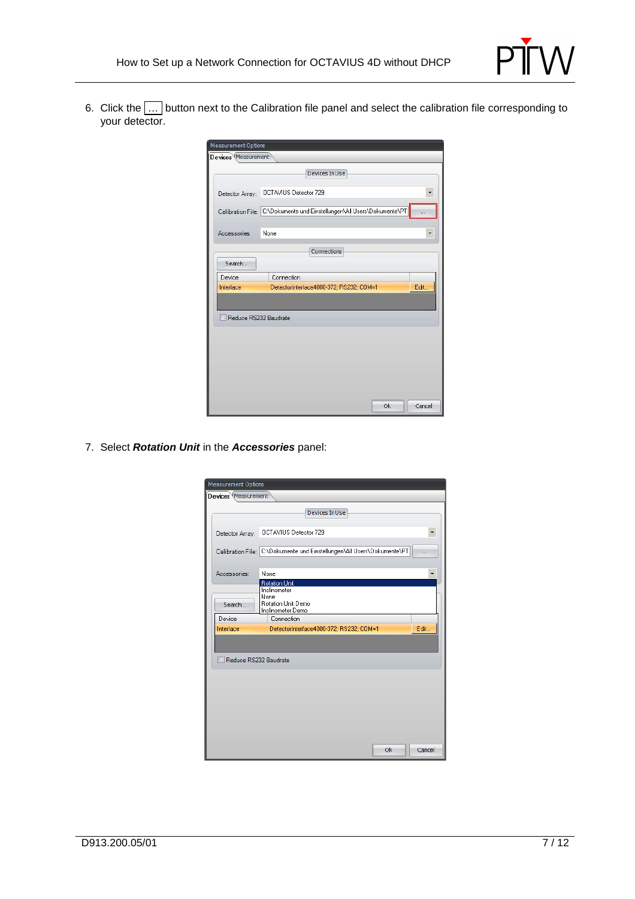6. Click the [ … ] button next to the Calibration file panel and select the calibration file corresponding to your detector.

7. Select ***Rotation Unit*** in the ***Accessories*** panel: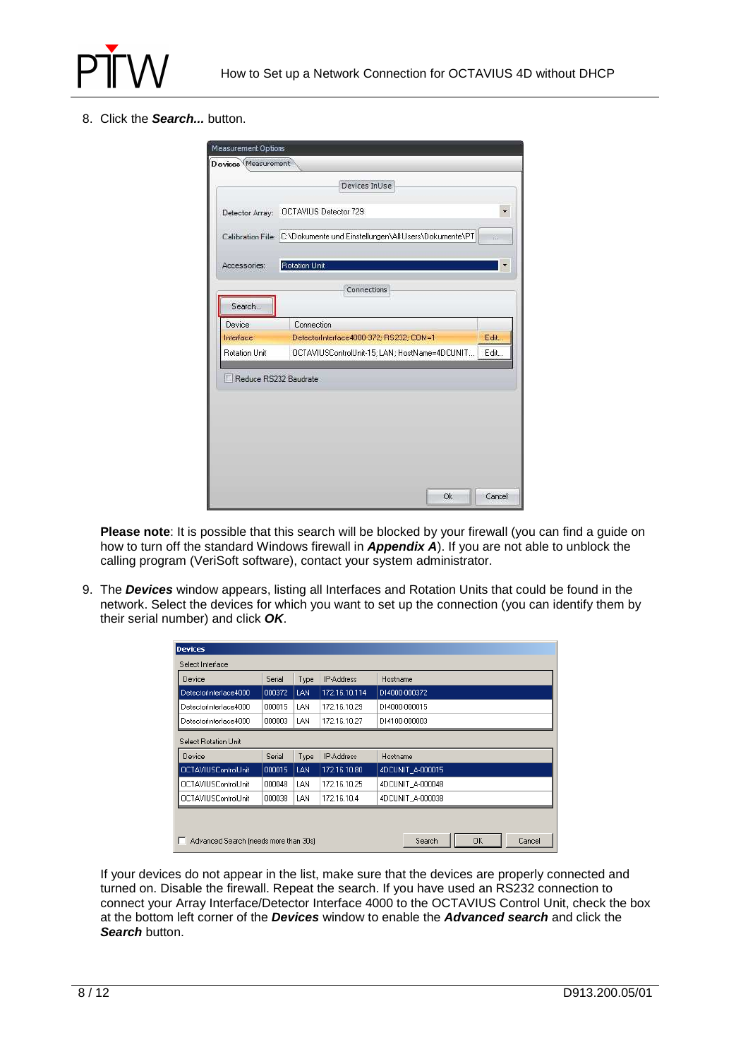8. Click the ***Search...*** button.

**Please note**: It is possible that this search will be blocked by your firewall (you can find a guide on how to turn off the standard Windows firewall in ***Appendix A***). If you are not able to unblock the calling program (VeriSoft software), contact your system administrator.

9. The ***Devices*** window appears, listing all Interfaces and Rotation Units that could be found in the network. Select the devices for which you want to set up the connection (you can identify them by their serial number) and click ***OK***.

If your devices do not appear in the list, make sure that the devices are properly connected and turned on. Disable the firewall. Repeat the search. If you have used an RS232 connection to connect your Array Interface/Detector Interface 4000 to the OCTAVIUS Control Unit, check the box at the bottom left corner of the ***Devices*** window to enable the ***Advanced search*** and click the ***Search*** button.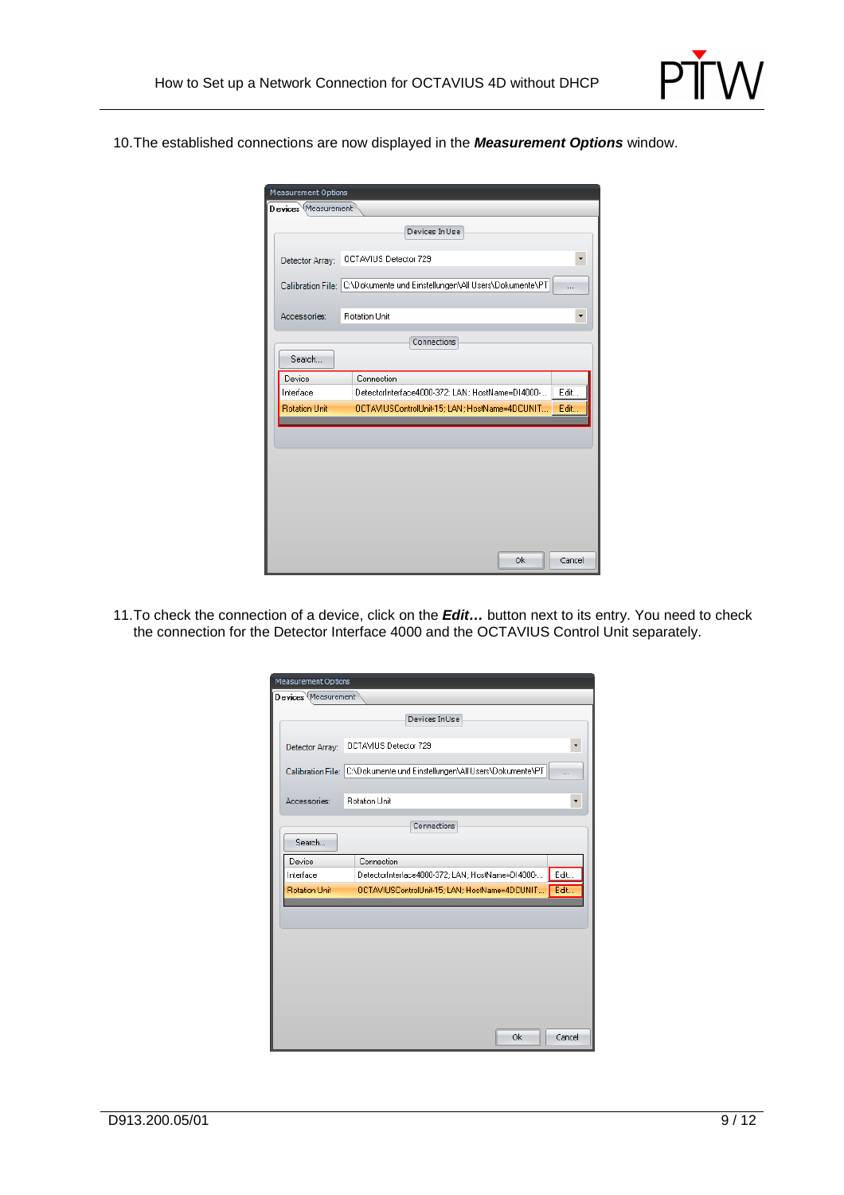10. The established connections are now displayed in the ***Measurement Options*** window.

11. To check the connection of a device, click on the ***Edit…*** button next to its entry. You need to check the connection for the Detector Interface 4000 and the OCTAVIUS Control Unit separately.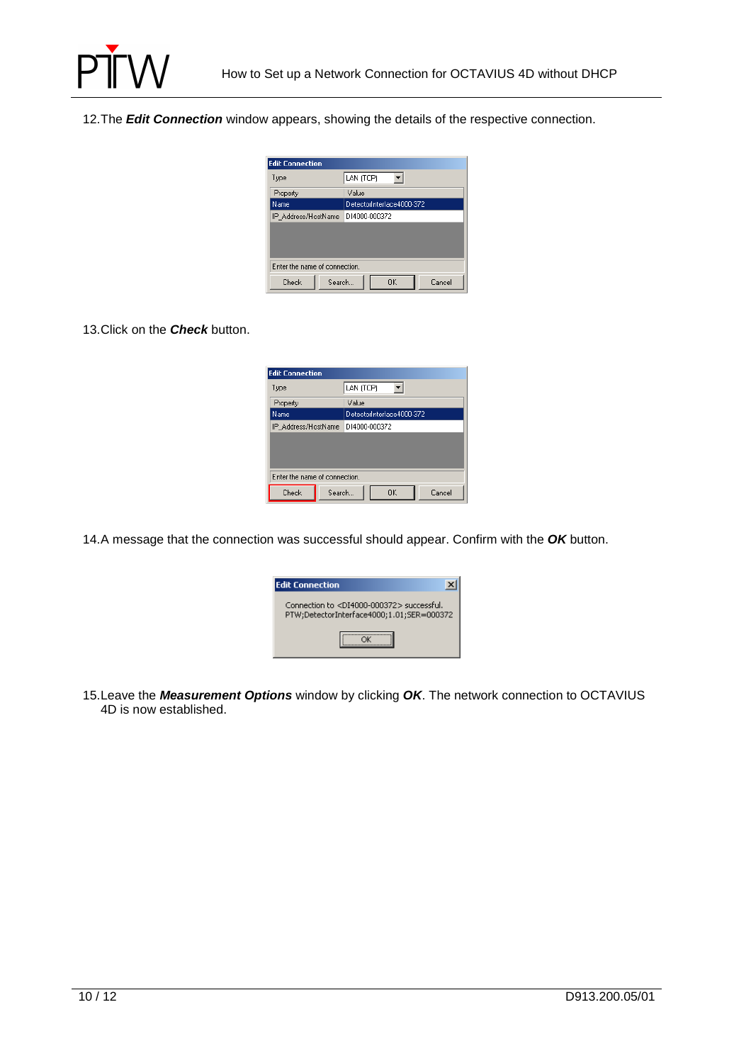12. The ***Edit Connection*** window appears, showing the details of the respective connection.

13. Click on the ***Check*** button.

14. A message that the connection was successful should appear. Confirm with the ***OK*** button.

15. Leave the ***Measurement Options*** window by clicking ***OK***. The network connection to OCTAVIUS 4D is now established.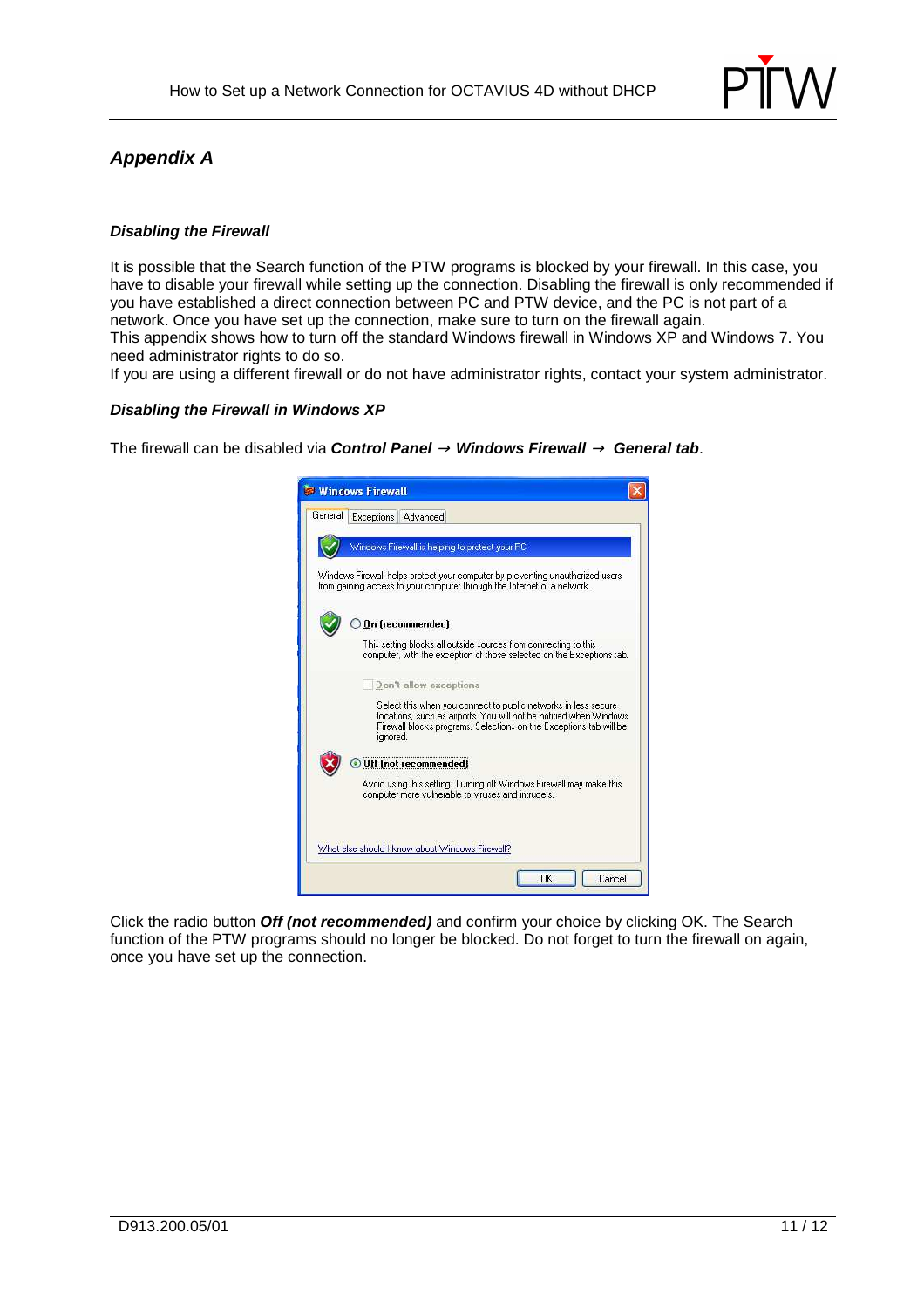## *Appendix A*

### *Disabling the Firewall*

It is possible that the Search function of the PTW programs is blocked by your firewall. In this case, you have to disable your firewall while setting up the connection. Disabling the firewall is only recommended if you have established a direct connection between PC and PTW device, and the PC is not part of a network. Once you have set up the connection, make sure to turn on the firewall again.
This appendix shows how to turn off the standard Windows firewall in Windows XP and Windows 7. You need administrator rights to do so.
If you are using a different firewall or do not have administrator rights, contact your system administrator.

### *Disabling the Firewall in Windows XP*

The firewall can be disabled via ***Control Panel*** → ***Windows Firewall*** → ***General tab***.

Click the radio button ***Off (not recommended)*** and confirm your choice by clicking OK. The Search function of the PTW programs should no longer be blocked. Do not forget to turn the firewall on again, once you have set up the connection.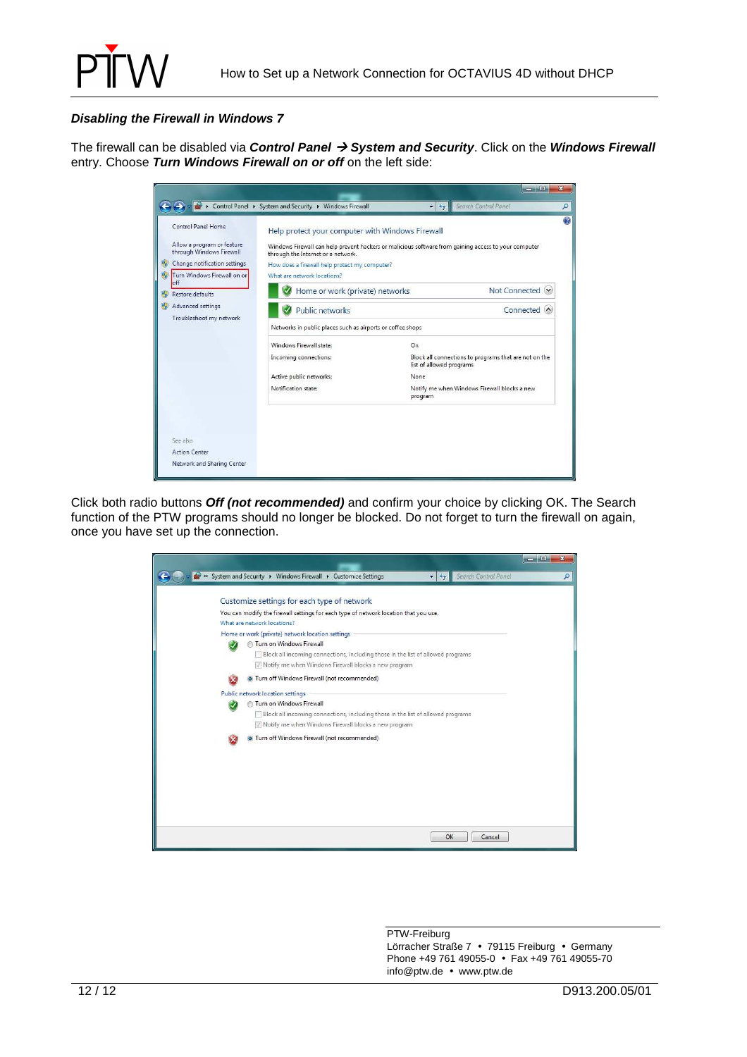### *Disabling the Firewall in Windows 7*

The firewall can be disabled via ***Control Panel → System and Security***. Click on the ***Windows Firewall*** entry. Choose ***Turn Windows Firewall on or off*** on the left side:

Click both radio buttons ***Off (not recommended)*** and confirm your choice by clicking OK. The Search function of the PTW programs should no longer be blocked. Do not forget to turn the firewall on again, once you have set up the connection.

PTW-Freiburg
Lörracher Straße 7 • 79115 Freiburg • Germany
Phone +49 761 49055-0 • Fax +49 761 49055-70
info@ptw.de • www.ptw.de

D913.200.05/01